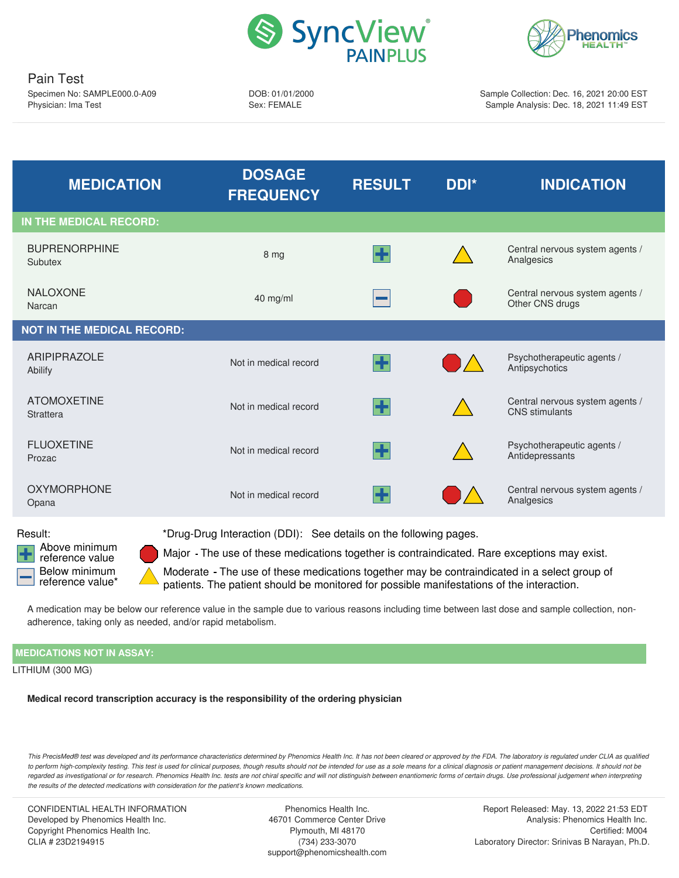# SyncView PAINPLUS

Phenomics HEALTH

## Pain Test

Specimen No: SAMPLE000.0-A09
Physician: Ima Test

DOB: 01/01/2000
Sex: FEMALE

Sample Collection: Dec. 16, 2021 20:00 EST
Sample Analysis: Dec. 18, 2021 11:49 EST

| MEDICATION | DOSAGE FREQUENCY | RESULT | DDI* | INDICATION |
|---|---|---|---|---|
| **IN THE MEDICAL RECORD:** | | | | |
| BUPRENORPHINE<br>Subutex | 8 mg | + | Moderate | Central nervous system agents / Analgesics |
| NALOXONE<br>Narcan | 40 mg/ml | − | Major | Central nervous system agents / Other CNS drugs |
| **NOT IN THE MEDICAL RECORD:** | | | | |
| ARIPIPRAZOLE<br>Abilify | Not in medical record | + | Major, Moderate | Psychotherapeutic agents / Antipsychotics |
| ATOMOXETINE<br>Strattera | Not in medical record | + | Moderate | Central nervous system agents / CNS stimulants |
| FLUOXETINE<br>Prozac | Not in medical record | + | Moderate | Psychotherapeutic agents / Antidepressants |
| OXYMORPHONE<br>Opana | Not in medical record | + | Major, Moderate | Central nervous system agents / Analgesics |

Result:

- + Above minimum reference value
- − Below minimum reference value*

*Drug-Drug Interaction (DDI): See details on the following pages.

- Major - The use of these medications together is contraindicated. Rare exceptions may exist.
- Moderate - The use of these medications together may be contraindicated in a select group of patients. The patient should be monitored for possible manifestations of the interaction.

A medication may be below our reference value in the sample due to various reasons including time between last dose and sample collection, non-adherence, taking only as needed, and/or rapid metabolism.

**MEDICATIONS NOT IN ASSAY:**

LITHIUM (300 MG)

**Medical record transcription accuracy is the responsibility of the ordering physician**

*This PrecisMed® test was developed and its performance characteristics determined by Phenomics Health Inc. It has not been cleared or approved by the FDA. The laboratory is regulated under CLIA as qualified to perform high-complexity testing. This test is used for clinical purposes, though results should not be intended for use as a sole means for a clinical diagnosis or patient management decisions. It should not be regarded as investigational or for research. Phenomics Health Inc. tests are not chiral specific and will not distinguish between enantiomeric forms of certain drugs. Use professional judgement when interpreting the results of the detected medications with consideration for the patient's known medications.*

CONFIDENTIAL HEALTH INFORMATION
Developed by Phenomics Health Inc.
Copyright Phenomics Health Inc.
CLIA # 23D2194915

Phenomics Health Inc.
46701 Commerce Center Drive
Plymouth, MI 48170
(734) 233-3070
support@phenomicshealth.com

Report Released: May. 13, 2022 21:53 EDT
Analysis: Phenomics Health Inc.
Certified: M004
Laboratory Director: Srinivas B Narayan, Ph.D.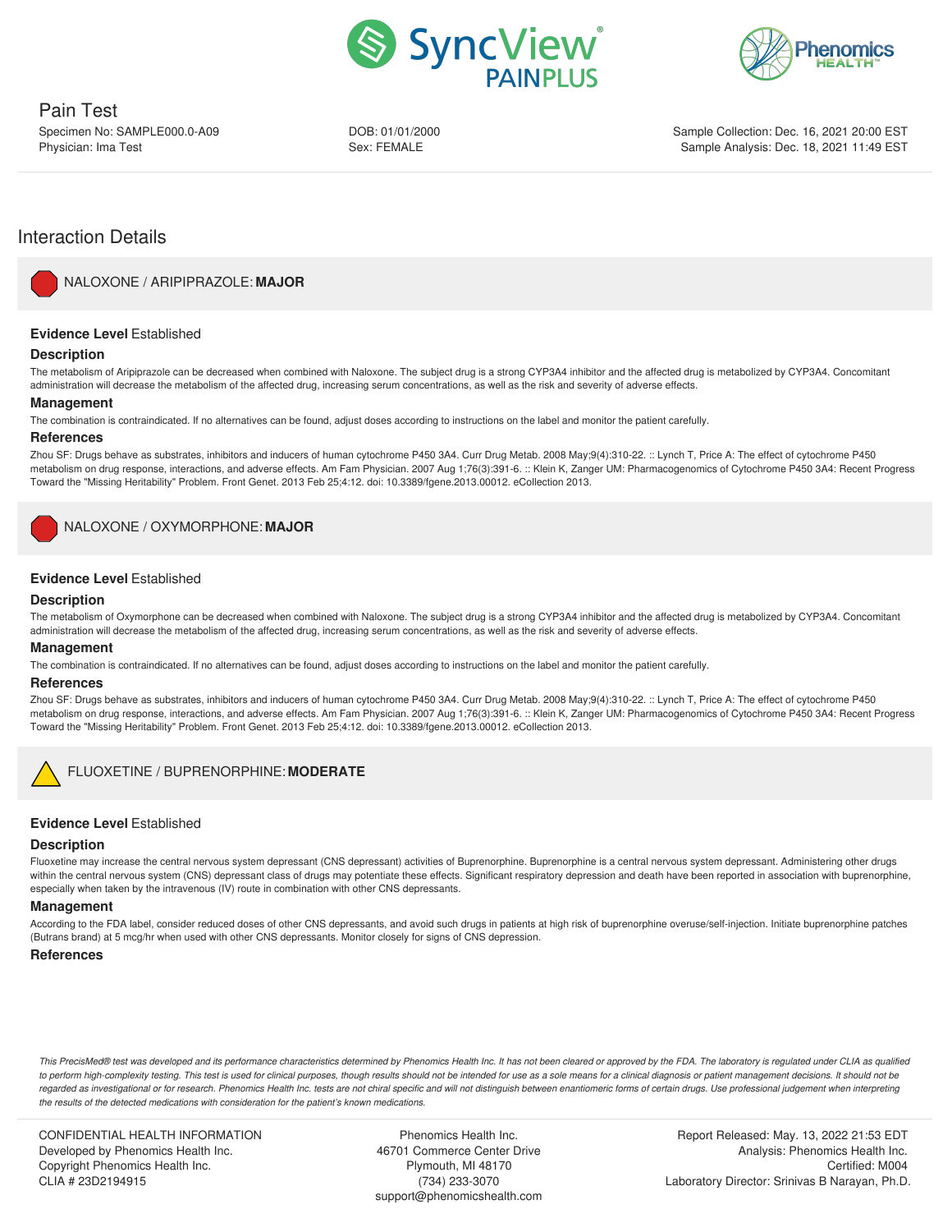# Pain Test

Specimen No: SAMPLE000.0-A09
Physician: Ima Test

DOB: 01/01/2000
Sex: FEMALE

Sample Collection: Dec. 16, 2021 20:00 EST
Sample Analysis: Dec. 18, 2021 11:49 EST

## Interaction Details

### NALOXONE / ARIPIPRAZOLE: **MAJOR**

**Evidence Level** Established

**Description**

The metabolism of Aripiprazole can be decreased when combined with Naloxone. The subject drug is a strong CYP3A4 inhibitor and the affected drug is metabolized by CYP3A4. Concomitant administration will decrease the metabolism of the affected drug, increasing serum concentrations, as well as the risk and severity of adverse effects.

**Management**

The combination is contraindicated. If no alternatives can be found, adjust doses according to instructions on the label and monitor the patient carefully.

**References**

Zhou SF: Drugs behave as substrates, inhibitors and inducers of human cytochrome P450 3A4. Curr Drug Metab. 2008 May;9(4):310-22. :: Lynch T, Price A: The effect of cytochrome P450 metabolism on drug response, interactions, and adverse effects. Am Fam Physician. 2007 Aug 1;76(3):391-6. :: Klein K, Zanger UM: Pharmacogenomics of Cytochrome P450 3A4: Recent Progress Toward the "Missing Heritability" Problem. Front Genet. 2013 Feb 25;4:12. doi: 10.3389/fgene.2013.00012. eCollection 2013.

### NALOXONE / OXYMORPHONE: **MAJOR**

**Evidence Level** Established

**Description**

The metabolism of Oxymorphone can be decreased when combined with Naloxone. The subject drug is a strong CYP3A4 inhibitor and the affected drug is metabolized by CYP3A4. Concomitant administration will decrease the metabolism of the affected drug, increasing serum concentrations, as well as the risk and severity of adverse effects.

**Management**

The combination is contraindicated. If no alternatives can be found, adjust doses according to instructions on the label and monitor the patient carefully.

**References**

Zhou SF: Drugs behave as substrates, inhibitors and inducers of human cytochrome P450 3A4. Curr Drug Metab. 2008 May;9(4):310-22. :: Lynch T, Price A: The effect of cytochrome P450 metabolism on drug response, interactions, and adverse effects. Am Fam Physician. 2007 Aug 1;76(3):391-6. :: Klein K, Zanger UM: Pharmacogenomics of Cytochrome P450 3A4: Recent Progress Toward the "Missing Heritability" Problem. Front Genet. 2013 Feb 25;4:12. doi: 10.3389/fgene.2013.00012. eCollection 2013.

### FLUOXETINE / BUPRENORPHINE: **MODERATE**

**Evidence Level** Established

**Description**

Fluoxetine may increase the central nervous system depressant (CNS depressant) activities of Buprenorphine. Buprenorphine is a central nervous system depressant. Administering other drugs within the central nervous system (CNS) depressant class of drugs may potentiate these effects. Significant respiratory depression and death have been reported in association with buprenorphine, especially when taken by the intravenous (IV) route in combination with other CNS depressants.

**Management**

According to the FDA label, consider reduced doses of other CNS depressants, and avoid such drugs in patients at high risk of buprenorphine overuse/self-injection. Initiate buprenorphine patches (Butrans brand) at 5 mcg/hr when used with other CNS depressants. Monitor closely for signs of CNS depression.

**References**

*This PrecisMed® test was developed and its performance characteristics determined by Phenomics Health Inc. It has not been cleared or approved by the FDA. The laboratory is regulated under CLIA as qualified to perform high-complexity testing. This test is used for clinical purposes, though results should not be intended for use as a sole means for a clinical diagnosis or patient management decisions. It should not be regarded as investigational or for research. Phenomics Health Inc. tests are not chiral specific and will not distinguish between enantiomeric forms of certain drugs. Use professional judgement when interpreting the results of the detected medications with consideration for the patient's known medications.*

CONFIDENTIAL HEALTH INFORMATION
Developed by Phenomics Health Inc.
Copyright Phenomics Health Inc.
CLIA # 23D2194915

Phenomics Health Inc.
46701 Commerce Center Drive
Plymouth, MI 48170
(734) 233-3070
support@phenomicshealth.com

Report Released: May. 13, 2022 21:53 EDT
Analysis: Phenomics Health Inc.
Certified: M004
Laboratory Director: Srinivas B Narayan, Ph.D.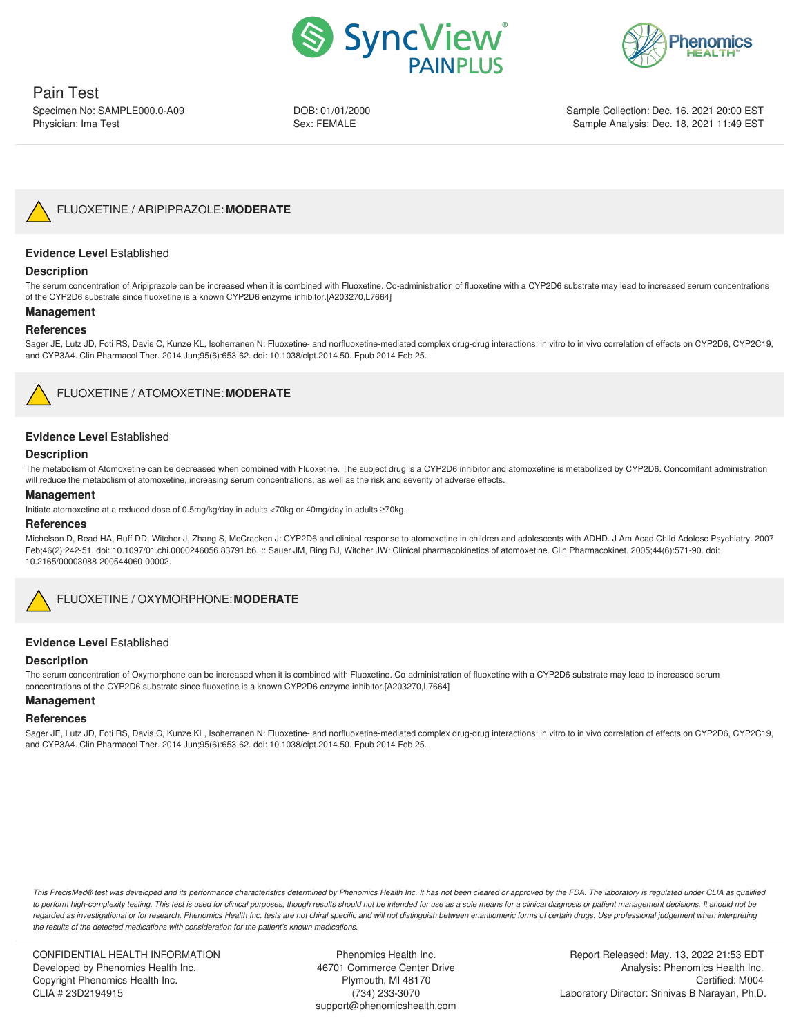# Pain Test

Specimen No: SAMPLE000.0-A09
Physician: Ima Test

DOB: 01/01/2000
Sex: FEMALE

Sample Collection: Dec. 16, 2021 20:00 EST
Sample Analysis: Dec. 18, 2021 11:49 EST

## FLUOXETINE / ARIPIPRAZOLE: **MODERATE**

**Evidence Level** Established

### Description

The serum concentration of Aripiprazole can be increased when it is combined with Fluoxetine. Co-administration of fluoxetine with a CYP2D6 substrate may lead to increased serum concentrations of the CYP2D6 substrate since fluoxetine is a known CYP2D6 enzyme inhibitor.[A203270,L7664]

### Management

### References

Sager JE, Lutz JD, Foti RS, Davis C, Kunze KL, Isoherranen N: Fluoxetine- and norfluoxetine-mediated complex drug-drug interactions: in vitro to in vivo correlation of effects on CYP2D6, CYP2C19, and CYP3A4. Clin Pharmacol Ther. 2014 Jun;95(6):653-62. doi: 10.1038/clpt.2014.50. Epub 2014 Feb 25.

## FLUOXETINE / ATOMOXETINE: **MODERATE**

**Evidence Level** Established

### Description

The metabolism of Atomoxetine can be decreased when combined with Fluoxetine. The subject drug is a CYP2D6 inhibitor and atomoxetine is metabolized by CYP2D6. Concomitant administration will reduce the metabolism of atomoxetine, increasing serum concentrations, as well as the risk and severity of adverse effects.

### Management

Initiate atomoxetine at a reduced dose of 0.5mg/kg/day in adults <70kg or 40mg/day in adults ≥70kg.

### References

Michelson D, Read HA, Ruff DD, Witcher J, Zhang S, McCracken J: CYP2D6 and clinical response to atomoxetine in children and adolescents with ADHD. J Am Acad Child Adolesc Psychiatry. 2007 Feb;46(2):242-51. doi: 10.1097/01.chi.0000246056.83791.b6. :: Sauer JM, Ring BJ, Witcher JW: Clinical pharmacokinetics of atomoxetine. Clin Pharmacokinet. 2005;44(6):571-90. doi: 10.2165/00003088-200544060-00002.

## FLUOXETINE / OXYMORPHONE: **MODERATE**

**Evidence Level** Established

### Description

The serum concentration of Oxymorphone can be increased when it is combined with Fluoxetine. Co-administration of fluoxetine with a CYP2D6 substrate may lead to increased serum concentrations of the CYP2D6 substrate since fluoxetine is a known CYP2D6 enzyme inhibitor.[A203270,L7664]

### Management

### References

Sager JE, Lutz JD, Foti RS, Davis C, Kunze KL, Isoherranen N: Fluoxetine- and norfluoxetine-mediated complex drug-drug interactions: in vitro to in vivo correlation of effects on CYP2D6, CYP2C19, and CYP3A4. Clin Pharmacol Ther. 2014 Jun;95(6):653-62. doi: 10.1038/clpt.2014.50. Epub 2014 Feb 25.

*This PrecisMed® test was developed and its performance characteristics determined by Phenomics Health Inc. It has not been cleared or approved by the FDA. The laboratory is regulated under CLIA as qualified to perform high-complexity testing. This test is used for clinical purposes, though results should not be intended for use as a sole means for a clinical diagnosis or patient management decisions. It should not be regarded as investigational or for research. Phenomics Health Inc. tests are not chiral specific and will not distinguish between enantiomeric forms of certain drugs. Use professional judgement when interpreting the results of the detected medications with consideration for the patient's known medications.*

CONFIDENTIAL HEALTH INFORMATION
Developed by Phenomics Health Inc.
Copyright Phenomics Health Inc.
CLIA # 23D2194915

Phenomics Health Inc.
46701 Commerce Center Drive
Plymouth, MI 48170
(734) 233-3070
support@phenomicshealth.com

Report Released: May. 13, 2022 21:53 EDT
Analysis: Phenomics Health Inc.
Certified: M004
Laboratory Director: Srinivas B Narayan, Ph.D.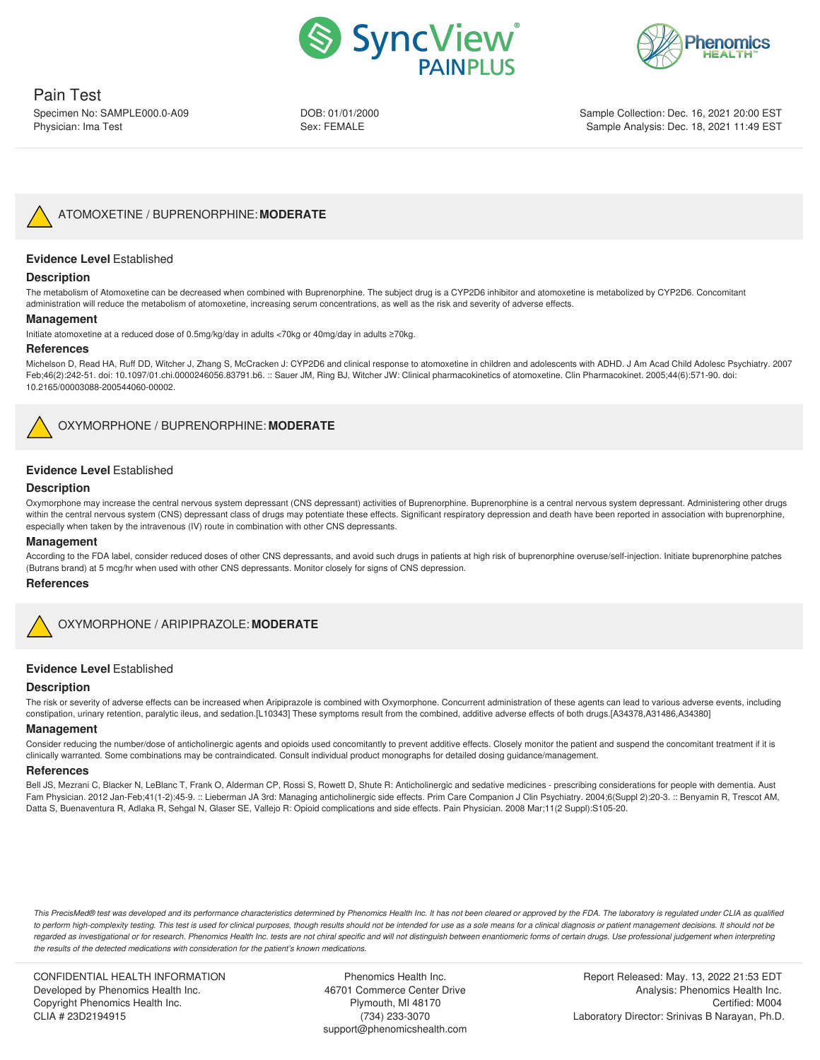Pain Test

Specimen No: SAMPLE000.0-A09
Physician: Ima Test

DOB: 01/01/2000
Sex: FEMALE

Sample Collection: Dec. 16, 2021 20:00 EST
Sample Analysis: Dec. 18, 2021 11:49 EST

## ATOMOXETINE / BUPRENORPHINE: **MODERATE**

**Evidence Level** Established

### Description

The metabolism of Atomoxetine can be decreased when combined with Buprenorphine. The subject drug is a CYP2D6 inhibitor and atomoxetine is metabolized by CYP2D6. Concomitant administration will reduce the metabolism of atomoxetine, increasing serum concentrations, as well as the risk and severity of adverse effects.

### Management

Initiate atomoxetine at a reduced dose of 0.5mg/kg/day in adults <70kg or 40mg/day in adults ≥70kg.

### References

Michelson D, Read HA, Ruff DD, Witcher J, Zhang S, McCracken J: CYP2D6 and clinical response to atomoxetine in children and adolescents with ADHD. J Am Acad Child Adolesc Psychiatry. 2007 Feb;46(2):242-51. doi: 10.1097/01.chi.0000246056.83791.b6. :: Sauer JM, Ring BJ, Witcher JW: Clinical pharmacokinetics of atomoxetine. Clin Pharmacokinet. 2005;44(6):571-90. doi: 10.2165/00003088-200544060-00002.

## OXYMORPHONE / BUPRENORPHINE: **MODERATE**

**Evidence Level** Established

### Description

Oxymorphone may increase the central nervous system depressant (CNS depressant) activities of Buprenorphine. Buprenorphine is a central nervous system depressant. Administering other drugs within the central nervous system (CNS) depressant class of drugs may potentiate these effects. Significant respiratory depression and death have been reported in association with buprenorphine, especially when taken by the intravenous (IV) route in combination with other CNS depressants.

### Management

According to the FDA label, consider reduced doses of other CNS depressants, and avoid such drugs in patients at high risk of buprenorphine overuse/self-injection. Initiate buprenorphine patches (Butrans brand) at 5 mcg/hr when used with other CNS depressants. Monitor closely for signs of CNS depression.

### References

## OXYMORPHONE / ARIPIPRAZOLE: **MODERATE**

**Evidence Level** Established

### Description

The risk or severity of adverse effects can be increased when Aripiprazole is combined with Oxymorphone. Concurrent administration of these agents can lead to various adverse events, including constipation, urinary retention, paralytic ileus, and sedation.[L10343] These symptoms result from the combined, additive adverse effects of both drugs.[A34378,A31486,A34380]

### Management

Consider reducing the number/dose of anticholinergic agents and opioids used concomitantly to prevent additive effects. Closely monitor the patient and suspend the concomitant treatment if it is clinically warranted. Some combinations may be contraindicated. Consult individual product monographs for detailed dosing guidance/management.

### References

Bell JS, Mezrani C, Blacker N, LeBlanc T, Frank O, Alderman CP, Rossi S, Rowett D, Shute R: Anticholinergic and sedative medicines - prescribing considerations for people with dementia. Aust Fam Physician. 2012 Jan-Feb;41(1-2):45-9. :: Lieberman JA 3rd: Managing anticholinergic side effects. Prim Care Companion J Clin Psychiatry. 2004;6(Suppl 2):20-3. :: Benyamin R, Trescot AM, Datta S, Buenaventura R, Adlaka R, Sehgal N, Glaser SE, Vallejo R: Opioid complications and side effects. Pain Physician. 2008 Mar;11(2 Suppl):S105-20.

*This PrecisMed® test was developed and its performance characteristics determined by Phenomics Health Inc. It has not been cleared or approved by the FDA. The laboratory is regulated under CLIA as qualified to perform high-complexity testing. This test is used for clinical purposes, though results should not be intended for use as a sole means for a clinical diagnosis or patient management decisions. It should not be regarded as investigational or for research. Phenomics Health Inc. tests are not chiral specific and will not distinguish between enantiomeric forms of certain drugs. Use professional judgement when interpreting the results of the detected medications with consideration for the patient's known medications.*

CONFIDENTIAL HEALTH INFORMATION
Developed by Phenomics Health Inc.
Copyright Phenomics Health Inc.
CLIA # 23D2194915

Phenomics Health Inc.
46701 Commerce Center Drive
Plymouth, MI 48170
(734) 233-3070
support@phenomicshealth.com

Report Released: May. 13, 2022 21:53 EDT
Analysis: Phenomics Health Inc.
Certified: M004
Laboratory Director: Srinivas B Narayan, Ph.D.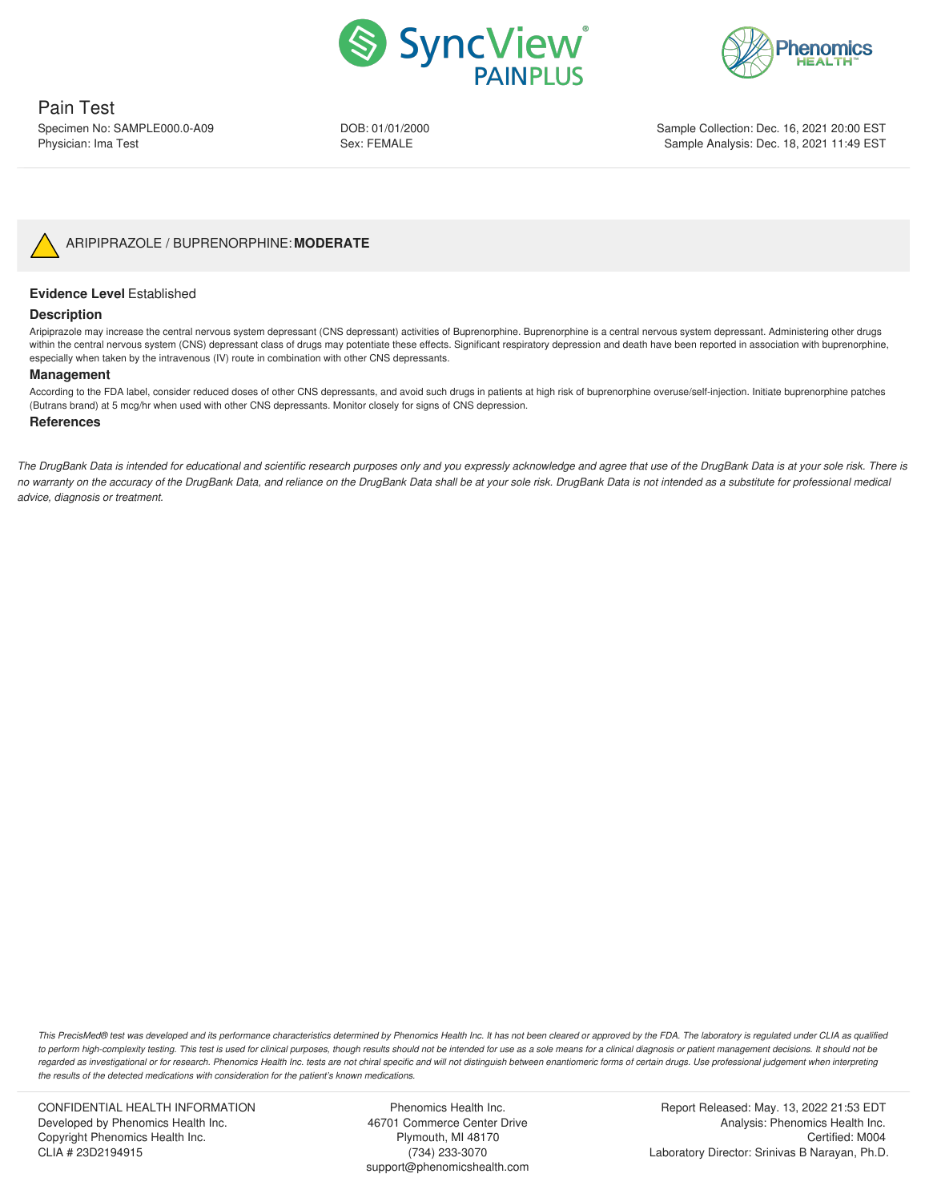Pain Test

Specimen No: SAMPLE000.0-A09
Physician: Ima Test

DOB: 01/01/2000
Sex: FEMALE

Sample Collection: Dec. 16, 2021 20:00 EST
Sample Analysis: Dec. 18, 2021 11:49 EST

## ARIPIPRAZOLE / BUPRENORPHINE: **MODERATE**

**Evidence Level** Established

### Description

Aripiprazole may increase the central nervous system depressant (CNS depressant) activities of Buprenorphine. Buprenorphine is a central nervous system depressant. Administering other drugs within the central nervous system (CNS) depressant class of drugs may potentiate these effects. Significant respiratory depression and death have been reported in association with buprenorphine, especially when taken by the intravenous (IV) route in combination with other CNS depressants.

### Management

According to the FDA label, consider reduced doses of other CNS depressants, and avoid such drugs in patients at high risk of buprenorphine overuse/self-injection. Initiate buprenorphine patches (Butrans brand) at 5 mcg/hr when used with other CNS depressants. Monitor closely for signs of CNS depression.

### References

*The DrugBank Data is intended for educational and scientific research purposes only and you expressly acknowledge and agree that use of the DrugBank Data is at your sole risk. There is no warranty on the accuracy of the DrugBank Data, and reliance on the DrugBank Data shall be at your sole risk. DrugBank Data is not intended as a substitute for professional medical advice, diagnosis or treatment.*

*This PrecisMed® test was developed and its performance characteristics determined by Phenomics Health Inc. It has not been cleared or approved by the FDA. The laboratory is regulated under CLIA as qualified to perform high-complexity testing. This test is used for clinical purposes, though results should not be intended for use as a sole means for a clinical diagnosis or patient management decisions. It should not be regarded as investigational or for research. Phenomics Health Inc. tests are not chiral specific and will not distinguish between enantiomeric forms of certain drugs. Use professional judgement when interpreting the results of the detected medications with consideration for the patient's known medications.*

CONFIDENTIAL HEALTH INFORMATION
Developed by Phenomics Health Inc.
Copyright Phenomics Health Inc.
CLIA # 23D2194915

Phenomics Health Inc.
46701 Commerce Center Drive
Plymouth, MI 48170
(734) 233-3070
support@phenomicshealth.com

Report Released: May. 13, 2022 21:53 EDT
Analysis: Phenomics Health Inc.
Certified: M004
Laboratory Director: Srinivas B Narayan, Ph.D.